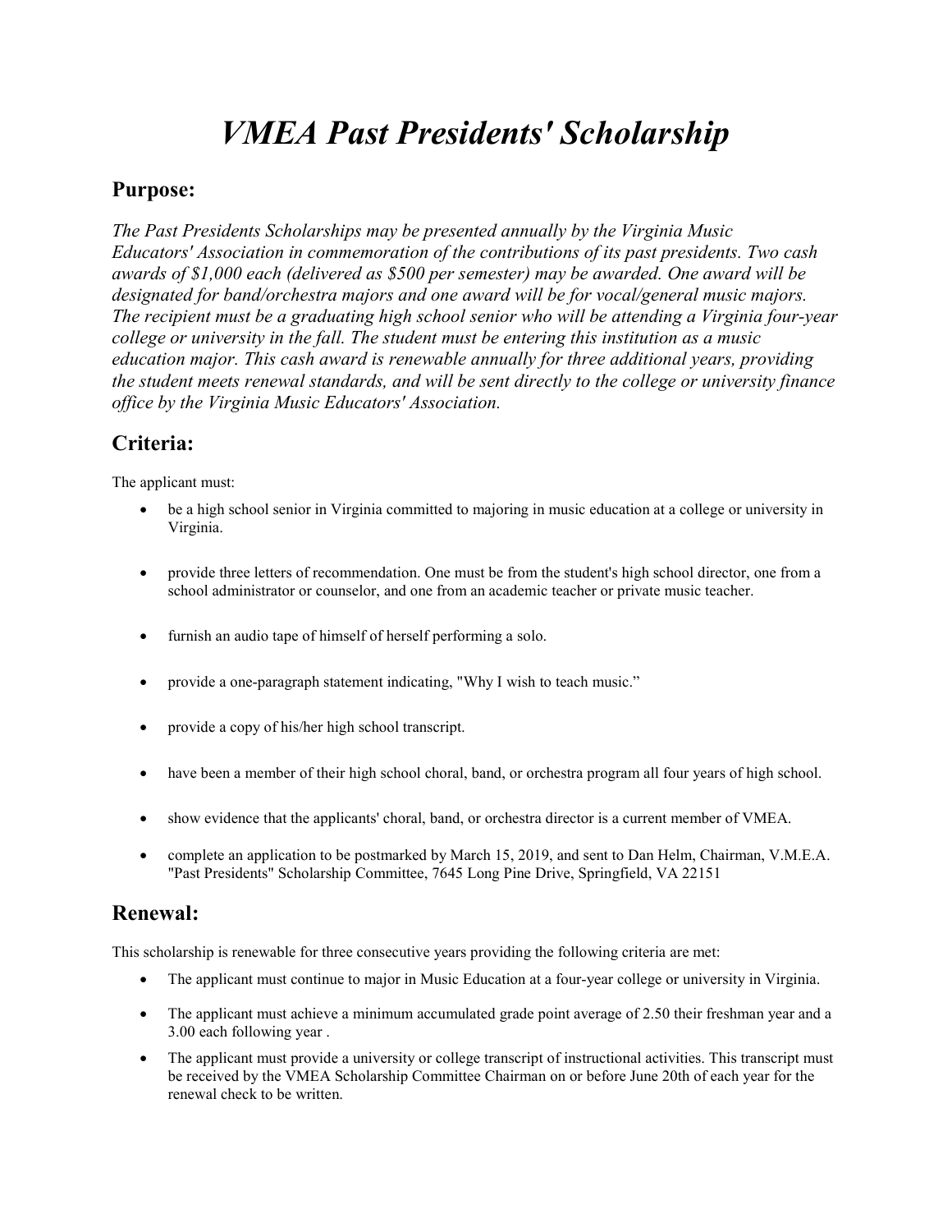# *VMEA Past Presidents' Scholarship*

## Purpose:

*The Past Presidents Scholarships may be presented annually by the Virginia Music Educators' Association in commemoration of the contributions of its past presidents. Two cash awards of $1,000 each (delivered as $500 per semester) may be awarded. One award will be designated for band/orchestra majors and one award will be for vocal/general music majors. The recipient must be a graduating high school senior who will be attending a Virginia four-year college or university in the fall. The student must be entering this institution as a music education major. This cash award is renewable annually for three additional years, providing the student meets renewal standards, and will be sent directly to the college or university finance office by the Virginia Music Educators' Association.*

## Criteria:

The applicant must:

- be a high school senior in Virginia committed to majoring in music education at a college or university in Virginia.
- provide three letters of recommendation. One must be from the student's high school director, one from a school administrator or counselor, and one from an academic teacher or private music teacher.
- furnish an audio tape of himself of herself performing a solo.
- provide a one-paragraph statement indicating, "Why I wish to teach music."
- provide a copy of his/her high school transcript.
- have been a member of their high school choral, band, or orchestra program all four years of high school.
- show evidence that the applicants' choral, band, or orchestra director is a current member of VMEA.
- complete an application to be postmarked by March 15, 2019, and sent to Dan Helm, Chairman, V.M.E.A. "Past Presidents" Scholarship Committee, 7645 Long Pine Drive, Springfield, VA 22151

## Renewal:

This scholarship is renewable for three consecutive years providing the following criteria are met:

- The applicant must continue to major in Music Education at a four-year college or university in Virginia.
- The applicant must achieve a minimum accumulated grade point average of 2.50 their freshman year and a 3.00 each following year .
- The applicant must provide a university or college transcript of instructional activities. This transcript must be received by the VMEA Scholarship Committee Chairman on or before June 20th of each year for the renewal check to be written.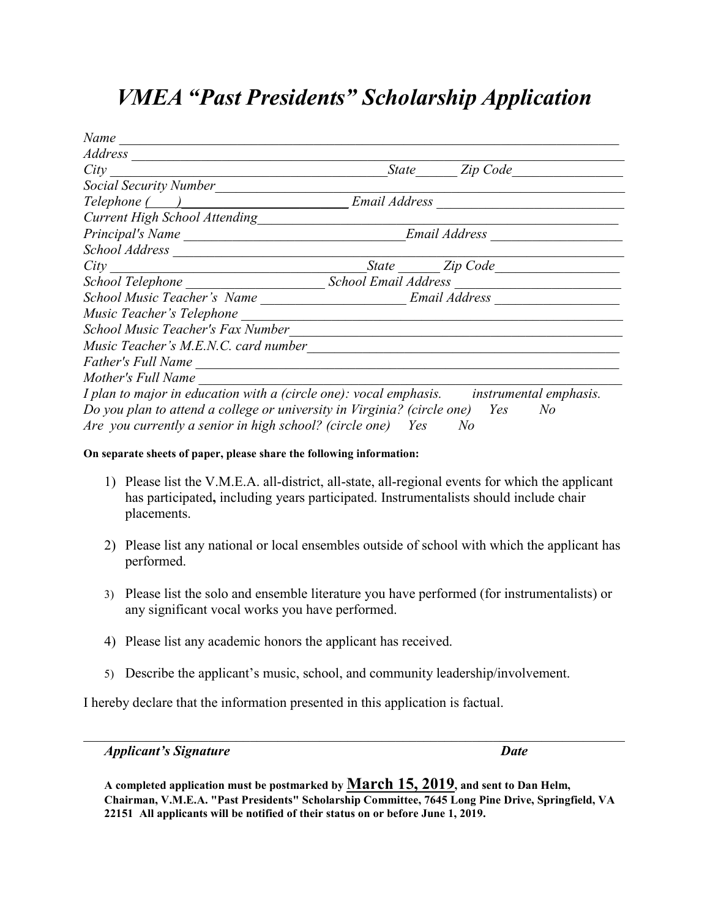# *VMEA "Past Presidents" Scholarship Application*

*Name* ______________________________________________________________________________
*Address* ____________________________________________________________________________
*City* ________________________________________ *State*______ *Zip Code*________________
*Social Security Number*_______________________________________________________________
*Telephone* (____)________________________ *Email Address* ____________________________
*Current High School Attending*_________________________________________________________
*Principal's Name* ________________________________*Email Address* ___________________
*School Address* ______________________________________________________________________
*City* _____________________________________*State* ______ *Zip Code*__________________
*School Telephone* ____________________ *School Email Address* ________________________
*School Music Teacher's Name* _____________________ *Email Address* __________________
*Music Teacher's Telephone* ___________________________________________________________
*School Music Teacher's Fax Number*____________________________________________________
*Music Teacher's M.E.N.C. card number*_________________________________________________
*Father's Full Name* __________________________________________________________________
*Mother's Full Name* __________________________________________________________________
*I plan to major in education with a (circle one): vocal emphasis. instrumental emphasis.*
*Do you plan to attend a college or university in Virginia? (circle one) Yes No*
*Are you currently a senior in high school? (circle one) Yes No*

**On separate sheets of paper, please share the following information:**

1) Please list the V.M.E.A. all-district, all-state, all-regional events for which the applicant has participated**,** including years participated. Instrumentalists should include chair placements.

2) Please list any national or local ensembles outside of school with which the applicant has performed.

3) Please list the solo and ensemble literature you have performed (for instrumentalists) or any significant vocal works you have performed.

4) Please list any academic honors the applicant has received.

5) Describe the applicant's music, school, and community leadership/involvement.

I hereby declare that the information presented in this application is factual.

______________________________________________________________________________

***Applicant's Signature*** ***Date***

**A completed application must be postmarked by March 15, 2019, and sent to Dan Helm, Chairman, V.M.E.A. "Past Presidents" Scholarship Committee, 7645 Long Pine Drive, Springfield, VA 22151 All applicants will be notified of their status on or before June 1, 2019.**